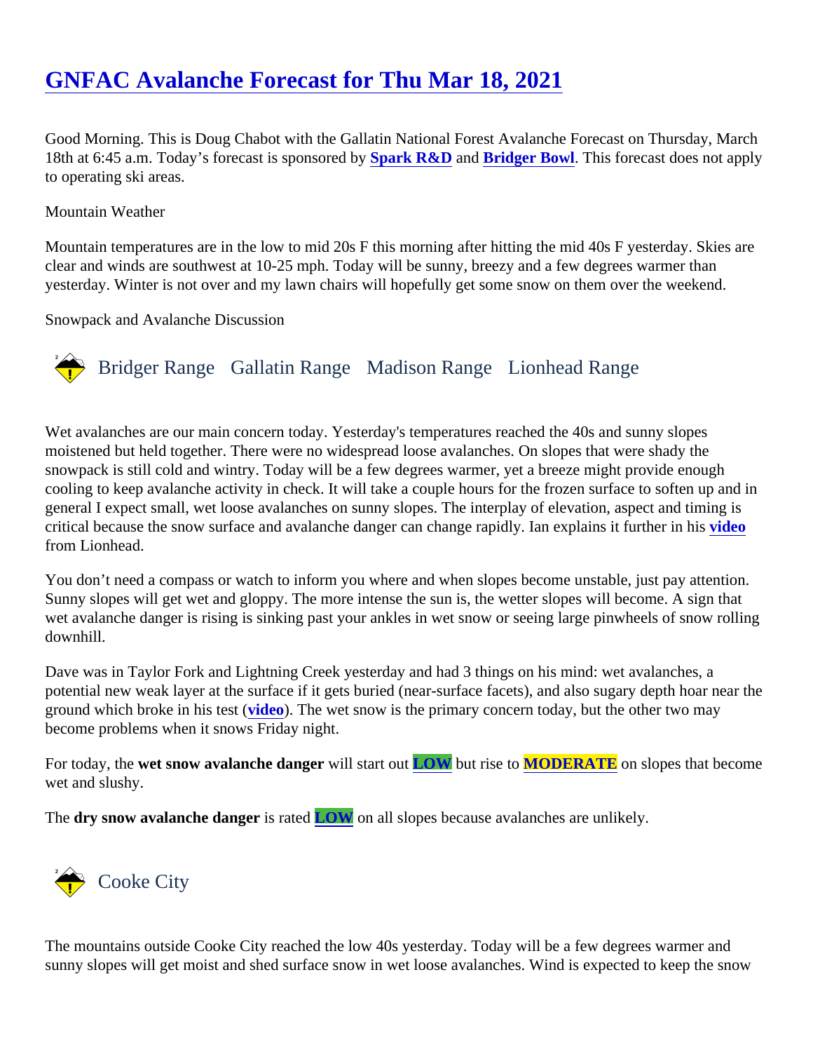# GNFAC Avalanche Forecast for Thu Mar 18, 2021

Good Morning. This is Doug Chabot with the Gallatin National Forest Avalanche Forecast on Thursday, March 18th at 6:45 a.m. Today's forecast is sponsored by **Spark R&D** and **Bridger Bowl**. This forecast does not apply to operating ski areas.

Mountain Weather

Mountain temperatures are in the low to mid 20s F this morning after hitting the mid 40s F yesterday. Skies are clear and winds are southwest at 10-25 mph. Today will be sunny, breezy and a few degrees warmer than yesterday. Winter is not over and my lawn chairs will hopefully get some snow on them over the weekend.

Snowpack and Avalanche Discussion

## Bridger Range Gallatin Range Madison Range Lionhead Range

Wet avalanches are our main concern today. Yesterday's temperatures reached the 40s and sunny slopes moistened but held together. There were no widespread loose avalanches. On slopes that were shady the snowpack is still cold and wintry. Today will be a few degrees warmer, yet a breeze might provide enough cooling to keep avalanche activity in check. It will take a couple hours for the frozen surface to soften up and in general I expect small, wet loose avalanches on sunny slopes. The interplay of elevation, aspect and timing is critical because the snow surface and avalanche danger can change rapidly. Ian explains it further in his **video** from Lionhead.

You don't need a compass or watch to inform you where and when slopes become unstable, just pay attention. Sunny slopes will get wet and gloppy. The more intense the sun is, the wetter slopes will become. A sign that wet avalanche danger is rising is sinking past your ankles in wet snow or seeing large pinwheels of snow rolling downhill.

Dave was in Taylor Fork and Lightning Creek yesterday and had 3 things on his mind: wet avalanches, a potential new weak layer at the surface if it gets buried (near-surface facets), and also sugary depth hoar near the ground which broke in his test (**video**). The wet snow is the primary concern today, but the other two may become problems when it snows Friday night.

For today, the **wet snow avalanche danger** will start out **LOW** but rise to **MODERATE** on slopes that become wet and slushy.

The **dry snow avalanche danger** is rated **LOW** on all slopes because avalanches are unlikely.

## Cooke City

The mountains outside Cooke City reached the low 40s yesterday. Today will be a few degrees warmer and sunny slopes will get moist and shed surface snow in wet loose avalanches. Wind is expected to keep the snow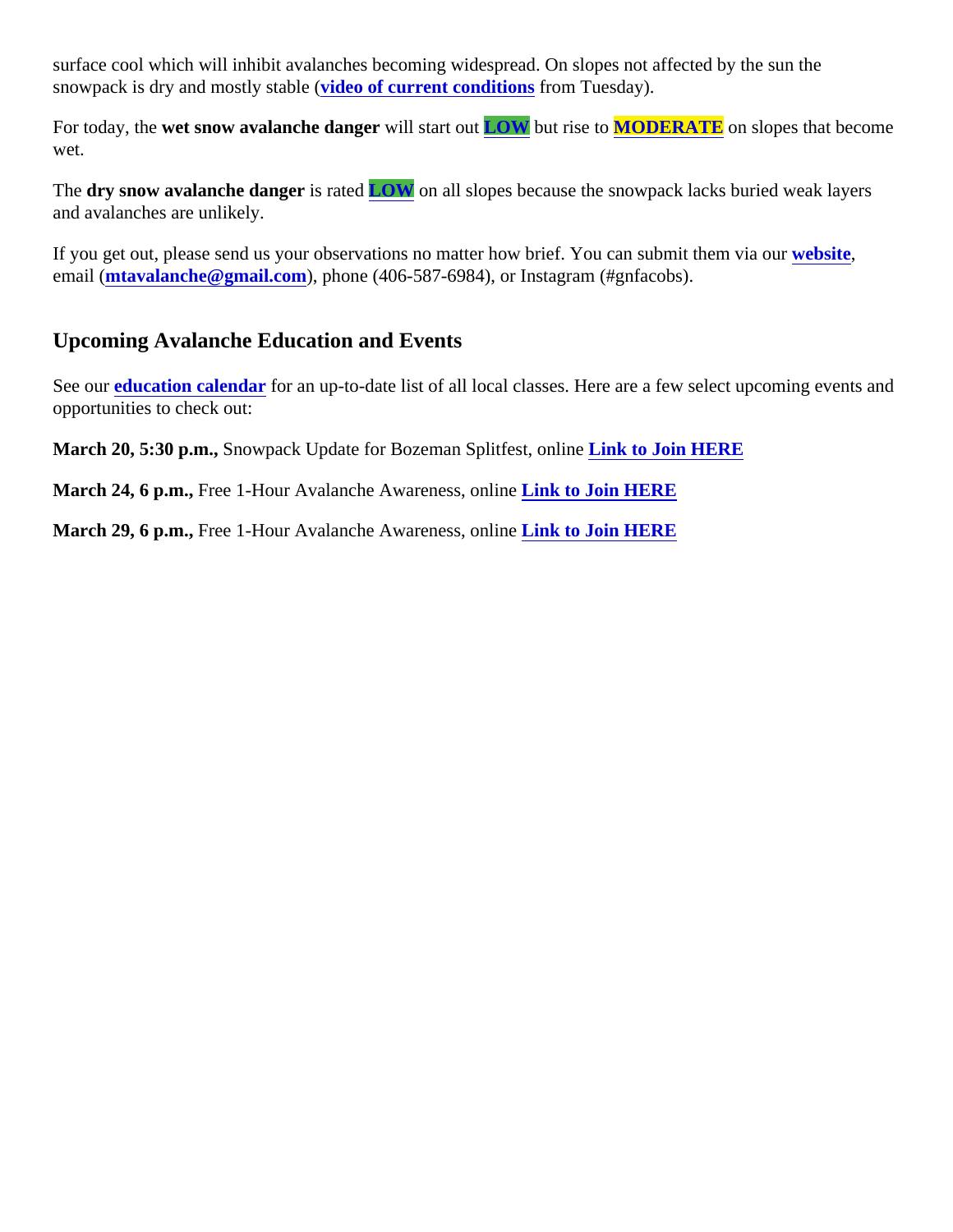surface cool which will inhibit avalanches becoming widespread. On slopes not affected by the sun the snowpack is dry and mostly stable (**video of current conditions** from Tuesday).

For today, the **wet snow avalanche danger** will start out **LOW** but rise to **MODERATE** on slopes that become wet.

The **dry snow avalanche danger** is rated **LOW** on all slopes because the snowpack lacks buried weak layers and avalanches are unlikely.

If you get out, please send us your observations no matter how brief. You can submit them via our **website**, email (**mtavalanche@gmail.com**), phone (406-587-6984), or Instagram (#gnfacobs).

## Upcoming Avalanche Education and Events

See our **education calendar** for an up-to-date list of all local classes. Here are a few select upcoming events and opportunities to check out:

**March 20, 5:30 p.m.,** Snowpack Update for Bozeman Splitfest, online **Link to Join HERE**

**March 24, 6 p.m.,** Free 1-Hour Avalanche Awareness, online **Link to Join HERE**

**March 29, 6 p.m.,** Free 1-Hour Avalanche Awareness, online **Link to Join HERE**